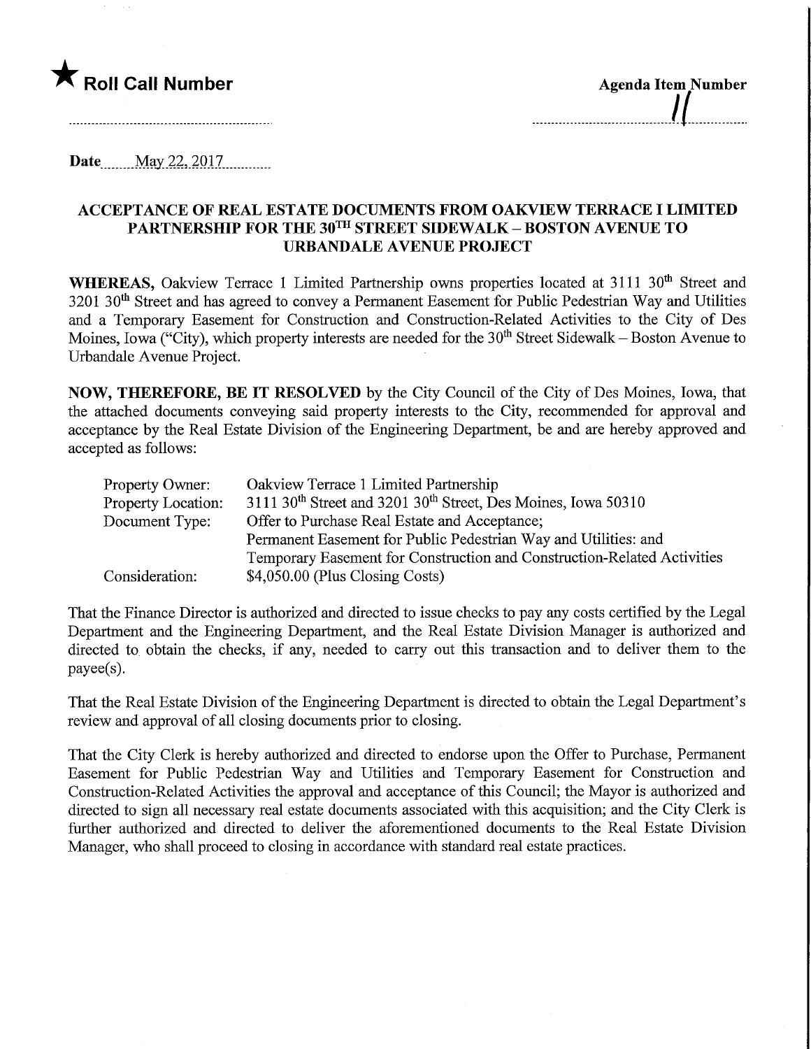★ **Roll Call Number**

**Agenda Item Number**

11

**Date** May 22, 2017

**ACCEPTANCE OF REAL ESTATE DOCUMENTS FROM OAKVIEW TERRACE I LIMITED PARTNERSHIP FOR THE 30TH STREET SIDEWALK – BOSTON AVENUE TO URBANDALE AVENUE PROJECT**

**WHEREAS,** Oakview Terrace 1 Limited Partnership owns properties located at 3111 30th Street and 3201 30th Street and has agreed to convey a Permanent Easement for Public Pedestrian Way and Utilities and a Temporary Easement for Construction and Construction-Related Activities to the City of Des Moines, Iowa ("City), which property interests are needed for the 30th Street Sidewalk – Boston Avenue to Urbandale Avenue Project.

**NOW, THEREFORE, BE IT RESOLVED** by the City Council of the City of Des Moines, Iowa, that the attached documents conveying said property interests to the City, recommended for approval and acceptance by the Real Estate Division of the Engineering Department, be and are hereby approved and accepted as follows:

| | |
|---|---|
| Property Owner: | Oakview Terrace 1 Limited Partnership |
| Property Location: | 3111 30th Street and 3201 30th Street, Des Moines, Iowa 50310 |
| Document Type: | Offer to Purchase Real Estate and Acceptance; Permanent Easement for Public Pedestrian Way and Utilities: and Temporary Easement for Construction and Construction-Related Activities |
| Consideration: | $4,050.00 (Plus Closing Costs) |

That the Finance Director is authorized and directed to issue checks to pay any costs certified by the Legal Department and the Engineering Department, and the Real Estate Division Manager is authorized and directed to obtain the checks, if any, needed to carry out this transaction and to deliver them to the payee(s).

That the Real Estate Division of the Engineering Department is directed to obtain the Legal Department's review and approval of all closing documents prior to closing.

That the City Clerk is hereby authorized and directed to endorse upon the Offer to Purchase, Permanent Easement for Public Pedestrian Way and Utilities and Temporary Easement for Construction and Construction-Related Activities the approval and acceptance of this Council; the Mayor is authorized and directed to sign all necessary real estate documents associated with this acquisition; and the City Clerk is further authorized and directed to deliver the aforementioned documents to the Real Estate Division Manager, who shall proceed to closing in accordance with standard real estate practices.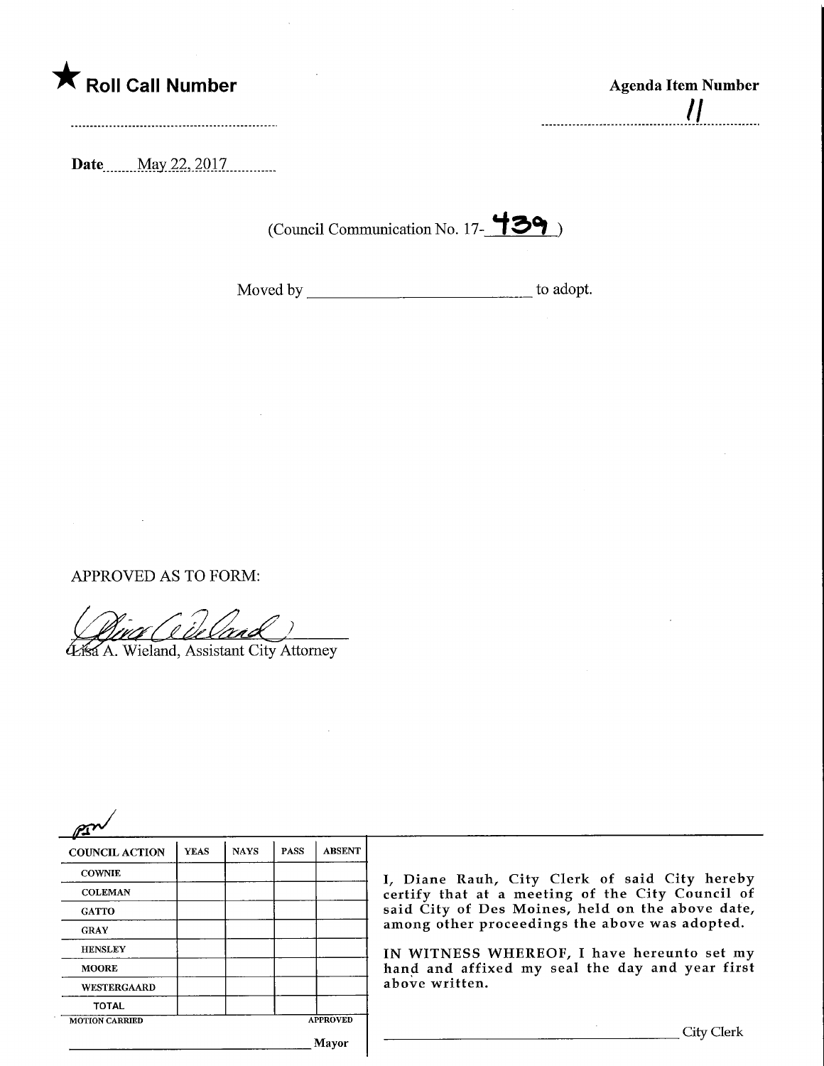★ **Roll Call Number**

**Agenda Item Number**

11

**Date** May 22, 2017

(Council Communication No. 17-439)

Moved by ____________________ to adopt.

APPROVED AS TO FORM:

Lisa A. Wieland, Assistant City Attorney

| COUNCIL ACTION | YEAS | NAYS | PASS | ABSENT |
|---|---|---|---|---|
| COWNIE | | | | |
| COLEMAN | | | | |
| GATTO | | | | |
| GRAY | | | | |
| HENSLEY | | | | |
| MOORE | | | | |
| WESTERGAARD | | | | |
| TOTAL | | | | |

MOTION CARRIED APPROVED

____________________ Mayor

I, Diane Rauh, City Clerk of said City hereby certify that at a meeting of the City Council of said City of Des Moines, held on the above date, among other proceedings the above was adopted.

IN WITNESS WHEREOF, I have hereunto set my hand and affixed my seal the day and year first above written.

____________________ City Clerk